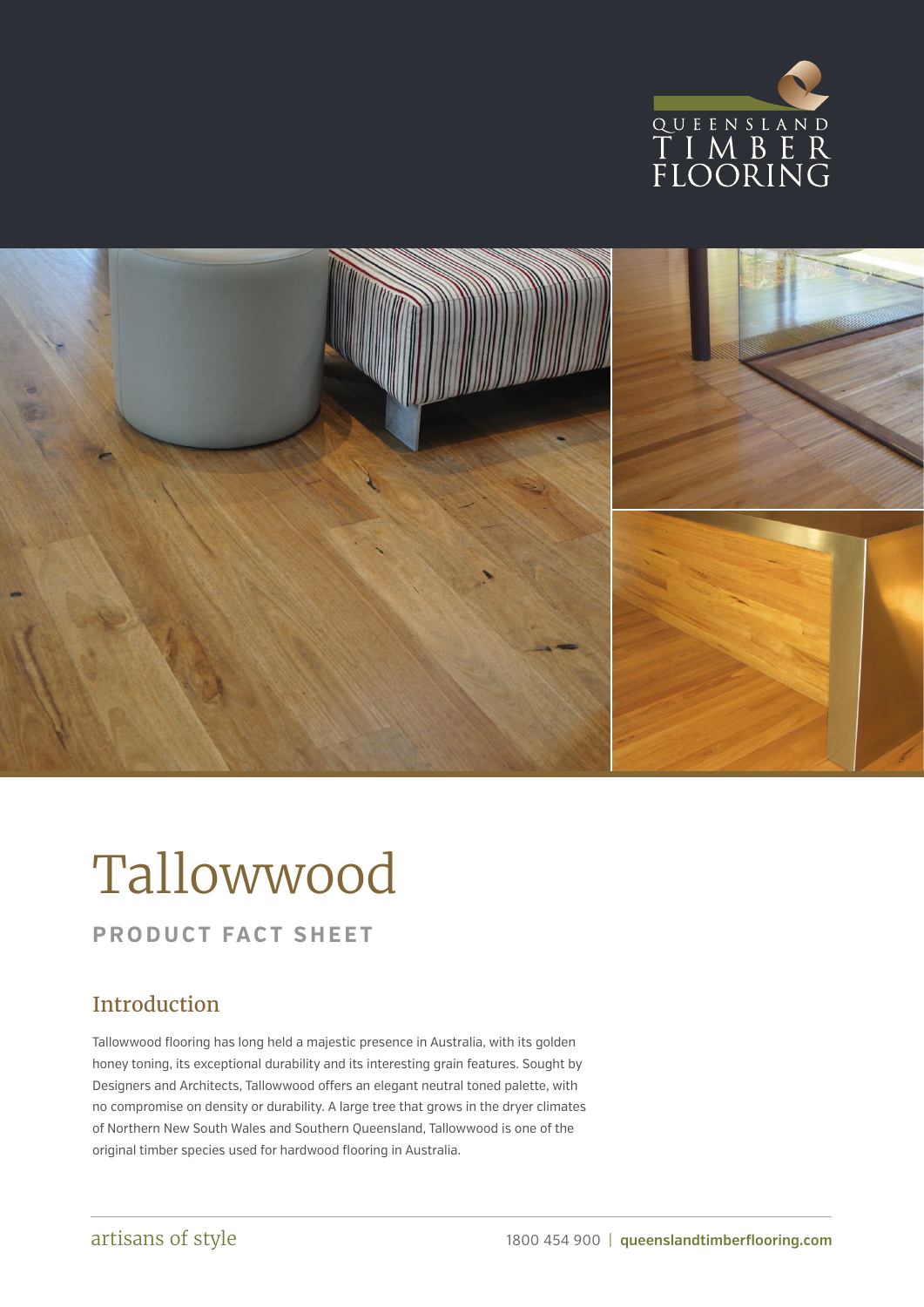QUEENSLAND TIMBER FLOORING

# Tallowwood

**PRODUCT FACT SHEET**

## Introduction

Tallowwood flooring has long held a majestic presence in Australia, with its golden honey toning, its exceptional durability and its interesting grain features. Sought by Designers and Architects, Tallowwood offers an elegant neutral toned palette, with no compromise on density or durability. A large tree that grows in the dryer climates of Northern New South Wales and Southern Queensland, Tallowwood is one of the original timber species used for hardwood flooring in Australia.

artisans of style

1800 454 900 | **queenslandtimberflooring.com**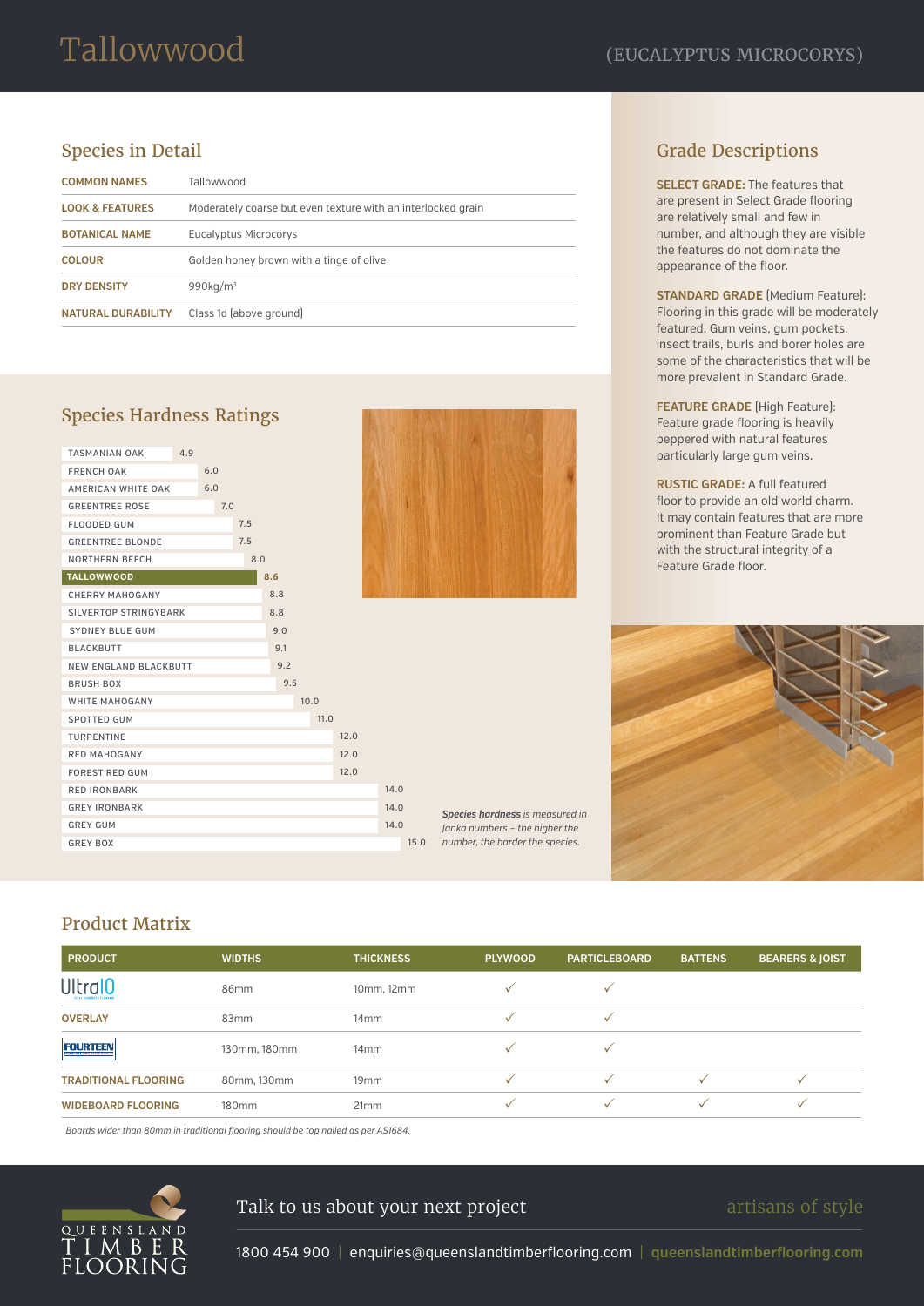# Tallowwood

(EUCALYPTUS MICROCORYS)

## Species in Detail

| | |
|---|---|
| **COMMON NAMES** | Tallowwood |
| **LOOK & FEATURES** | Moderately coarse but even texture with an interlocked grain |
| **BOTANICAL NAME** | Eucalyptus Microcorys |
| **COLOUR** | Golden honey brown with a tinge of olive |
| **DRY DENSITY** | 990kg/m³ |
| **NATURAL DURABILITY** | Class 1d (above ground) |

## Species Hardness Ratings

TASMANIAN OAK 4.9
FRENCH OAK 6.0
AMERICAN WHITE OAK 6.0
GREENTREE ROSE 7.0
FLOODED GUM 7.5
GREENTREE BLONDE 7.5
NORTHERN BEECH 8.0
**TALLOWWOOD 8.6**
CHERRY MAHOGANY 8.8
SILVERTOP STRINGYBARK 8.8
SYDNEY BLUE GUM 9.0
BLACKBUTT 9.1
NEW ENGLAND BLACKBUTT 9.2
BRUSH BOX 9.5
WHITE MAHOGANY 10.0
SPOTTED GUM 11.0
TURPENTINE 12.0
RED MAHOGANY 12.0
FOREST RED GUM 12.0
RED IRONBARK 14.0
GREY IRONBARK 14.0
GREY GUM 14.0
GREY BOX 15.0

***Species hardness** is measured in Janka numbers – the higher the number, the harder the species.*

## Grade Descriptions

**SELECT GRADE:** The features that are present in Select Grade flooring are relatively small and few in number, and although they are visible the features do not dominate the appearance of the floor.

**STANDARD GRADE** (Medium Feature): Flooring in this grade will be moderately featured. Gum veins, gum pockets, insect trails, burls and borer holes are some of the characteristics that will be more prevalent in Standard Grade.

**FEATURE GRADE** (High Feature): Feature grade flooring is heavily peppered with natural features particularly large gum veins.

**RUSTIC GRADE:** A full featured floor to provide an old world charm. It may contain features that are more prominent than Feature Grade but with the structural integrity of a Feature Grade floor.

## Product Matrix

| PRODUCT | WIDTHS | THICKNESS | PLYWOOD | PARTICLEBOARD | BATTENS | BEARERS & JOIST |
|---|---|---|---|---|---|---|
| Ultra10 | 86mm | 10mm, 12mm | ✓ | ✓ | | |
| OVERLAY | 83mm | 14mm | ✓ | ✓ | | |
| FOURTEEN | 130mm, 180mm | 14mm | ✓ | ✓ | | |
| TRADITIONAL FLOORING | 80mm, 130mm | 19mm | ✓ | ✓ | ✓ | ✓ |
| WIDEBOARD FLOORING | 180mm | 21mm | ✓ | ✓ | ✓ | ✓ |

*Boards wider than 80mm in traditional flooring should be top nailed as per AS1684.*

QUEENSLAND TIMBER FLOORING

Talk to us about your next project

artisans of style

1800 454 900 | enquiries@queenslandtimberflooring.com | queenslandtimberflooring.com